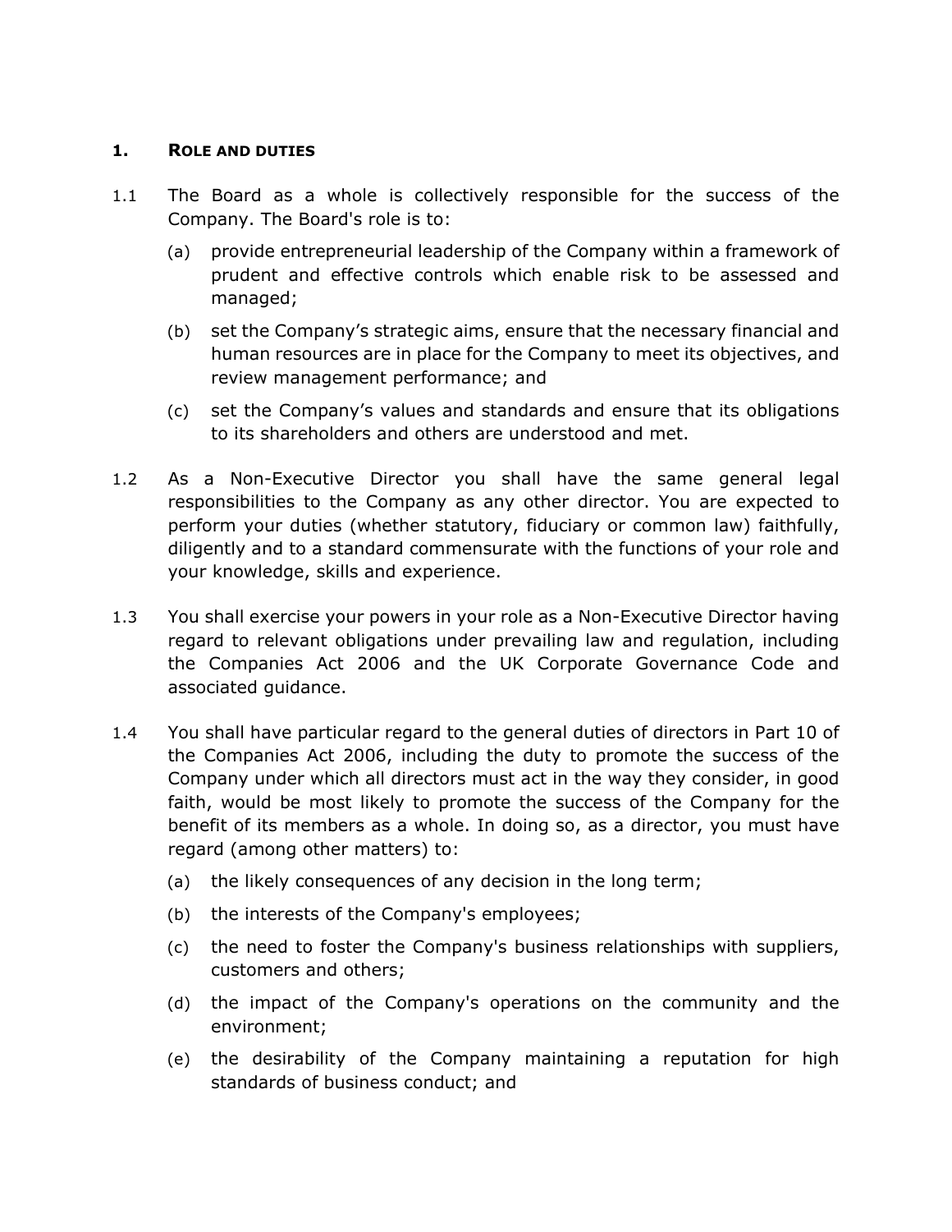## 1. ROLE AND DUTIES

1.1 The Board as a whole is collectively responsible for the success of the Company. The Board's role is to:

(a) provide entrepreneurial leadership of the Company within a framework of prudent and effective controls which enable risk to be assessed and managed;

(b) set the Company's strategic aims, ensure that the necessary financial and human resources are in place for the Company to meet its objectives, and review management performance; and

(c) set the Company's values and standards and ensure that its obligations to its shareholders and others are understood and met.

1.2 As a Non-Executive Director you shall have the same general legal responsibilities to the Company as any other director. You are expected to perform your duties (whether statutory, fiduciary or common law) faithfully, diligently and to a standard commensurate with the functions of your role and your knowledge, skills and experience.

1.3 You shall exercise your powers in your role as a Non-Executive Director having regard to relevant obligations under prevailing law and regulation, including the Companies Act 2006 and the UK Corporate Governance Code and associated guidance.

1.4 You shall have particular regard to the general duties of directors in Part 10 of the Companies Act 2006, including the duty to promote the success of the Company under which all directors must act in the way they consider, in good faith, would be most likely to promote the success of the Company for the benefit of its members as a whole. In doing so, as a director, you must have regard (among other matters) to:

(a) the likely consequences of any decision in the long term;

(b) the interests of the Company's employees;

(c) the need to foster the Company's business relationships with suppliers, customers and others;

(d) the impact of the Company's operations on the community and the environment;

(e) the desirability of the Company maintaining a reputation for high standards of business conduct; and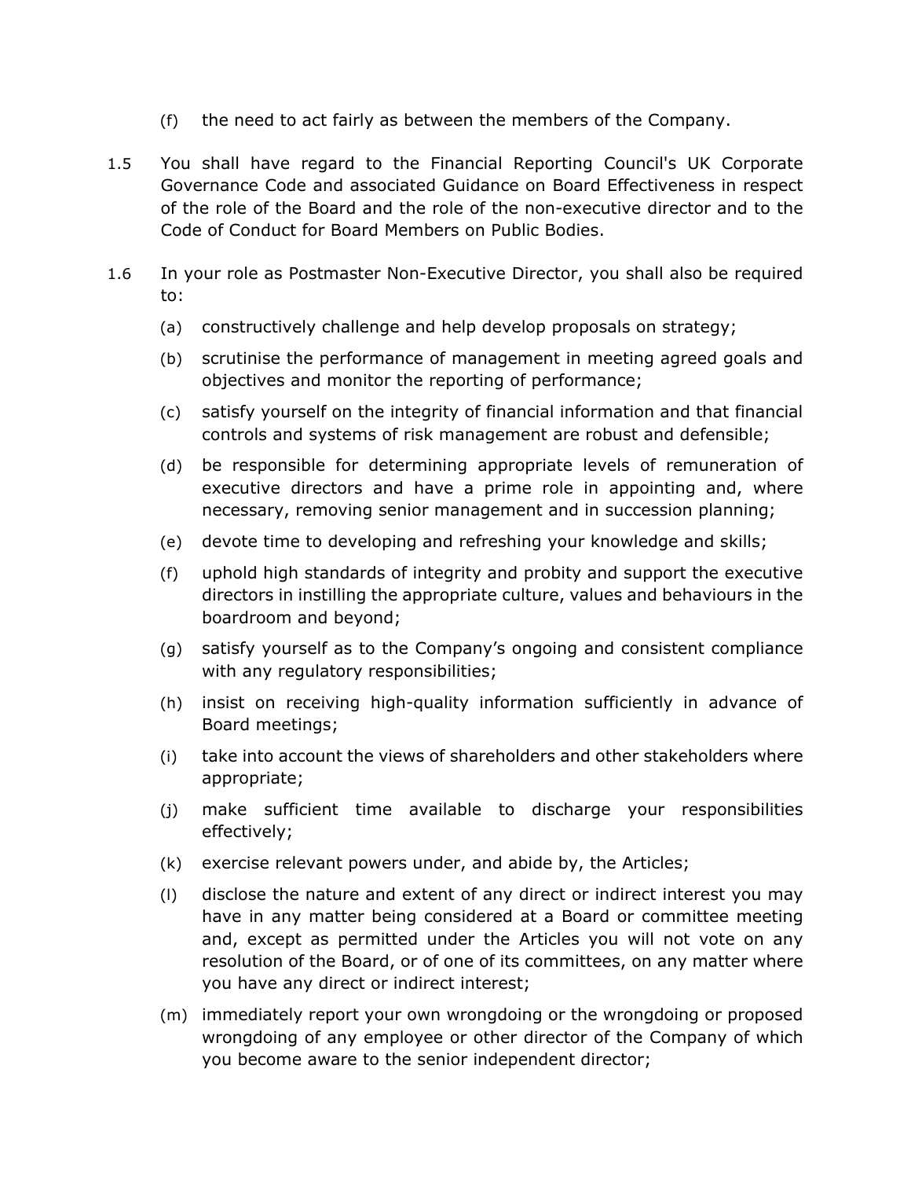(f) the need to act fairly as between the members of the Company.

1.5 You shall have regard to the Financial Reporting Council's UK Corporate Governance Code and associated Guidance on Board Effectiveness in respect of the role of the Board and the role of the non-executive director and to the Code of Conduct for Board Members on Public Bodies.

1.6 In your role as Postmaster Non-Executive Director, you shall also be required to:

(a) constructively challenge and help develop proposals on strategy;

(b) scrutinise the performance of management in meeting agreed goals and objectives and monitor the reporting of performance;

(c) satisfy yourself on the integrity of financial information and that financial controls and systems of risk management are robust and defensible;

(d) be responsible for determining appropriate levels of remuneration of executive directors and have a prime role in appointing and, where necessary, removing senior management and in succession planning;

(e) devote time to developing and refreshing your knowledge and skills;

(f) uphold high standards of integrity and probity and support the executive directors in instilling the appropriate culture, values and behaviours in the boardroom and beyond;

(g) satisfy yourself as to the Company's ongoing and consistent compliance with any regulatory responsibilities;

(h) insist on receiving high-quality information sufficiently in advance of Board meetings;

(i) take into account the views of shareholders and other stakeholders where appropriate;

(j) make sufficient time available to discharge your responsibilities effectively;

(k) exercise relevant powers under, and abide by, the Articles;

(l) disclose the nature and extent of any direct or indirect interest you may have in any matter being considered at a Board or committee meeting and, except as permitted under the Articles you will not vote on any resolution of the Board, or of one of its committees, on any matter where you have any direct or indirect interest;

(m) immediately report your own wrongdoing or the wrongdoing or proposed wrongdoing of any employee or other director of the Company of which you become aware to the senior independent director;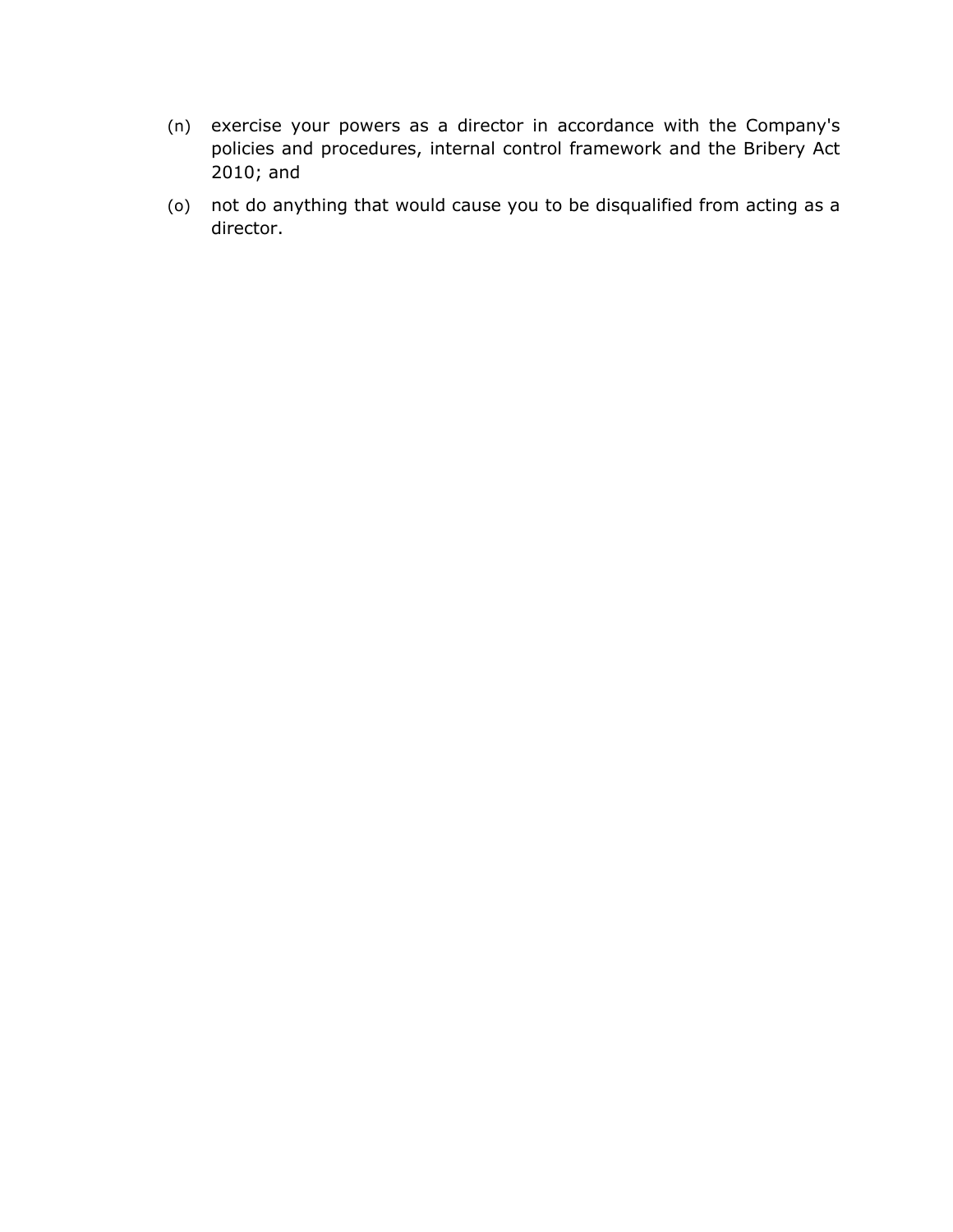(n) exercise your powers as a director in accordance with the Company's policies and procedures, internal control framework and the Bribery Act 2010; and

(o) not do anything that would cause you to be disqualified from acting as a director.